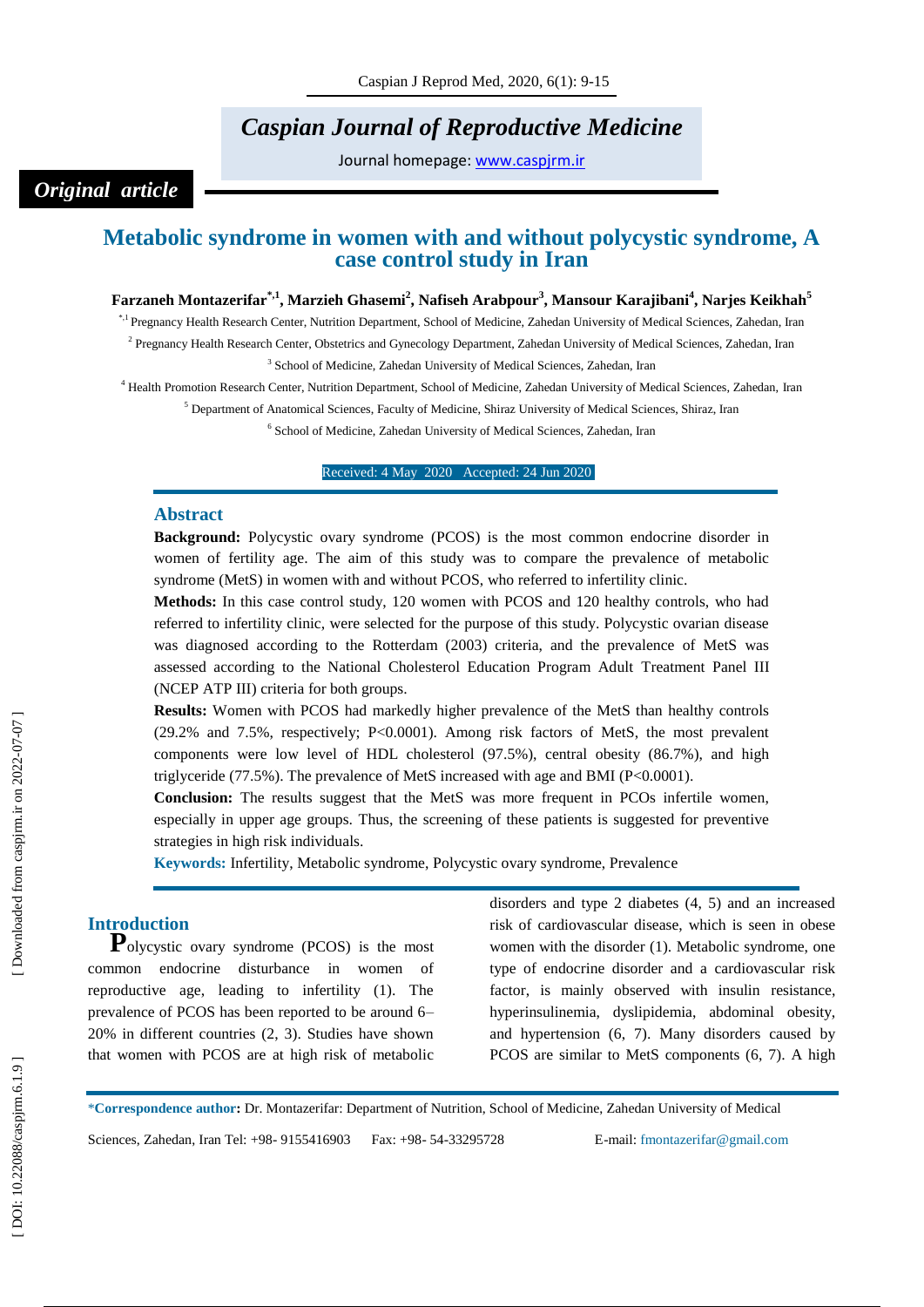*Original article*

# Metabolic syndrome in women with and without polycystic syndrome, A case control study in Iran

**Farzaneh Montazerifar[*,1], Marzieh Ghasemi[2], Nafiseh Arabpour[3], Mansour Karajibani[4], Narjes Keikhah[5]**

[*,1] Pregnancy Health Research Center, Nutrition Department, School of Medicine, Zahedan University of Medical Sciences, Zahedan, Iran

[2] Pregnancy Health Research Center, Obstetrics and Gynecology Department, Zahedan University of Medical Sciences, Zahedan, Iran

[3] School of Medicine, Zahedan University of Medical Sciences, Zahedan, Iran

[4] Health Promotion Research Center, Nutrition Department, School of Medicine, Zahedan University of Medical Sciences, Zahedan, Iran

[5] Department of Anatomical Sciences, Faculty of Medicine, Shiraz University of Medical Sciences, Shiraz, Iran

[6] School of Medicine, Zahedan University of Medical Sciences, Zahedan, Iran

Received: 4 May 2020 Accepted: 24 Jun 2020

## Abstract

**Background:** Polycystic ovary syndrome (PCOS) is the most common endocrine disorder in women of fertility age. The aim of this study was to compare the prevalence of metabolic syndrome (MetS) in women with and without PCOS, who referred to infertility clinic.

**Methods:** In this case control study, 120 women with PCOS and 120 healthy controls, who had referred to infertility clinic, were selected for the purpose of this study. Polycystic ovarian disease was diagnosed according to the Rotterdam (2003) criteria, and the prevalence of MetS was assessed according to the National Cholesterol Education Program Adult Treatment Panel III (NCEP ATP III) criteria for both groups.

**Results:** Women with PCOS had markedly higher prevalence of the MetS than healthy controls (29.2% and 7.5%, respectively; P<0.0001). Among risk factors of MetS, the most prevalent components were low level of HDL cholesterol (97.5%), central obesity (86.7%), and high triglyceride (77.5%). The prevalence of MetS increased with age and BMI (P<0.0001).

**Conclusion:** The results suggest that the MetS was more frequent in PCOs infertile women, especially in upper age groups. Thus, the screening of these patients is suggested for preventive strategies in high risk individuals.

**Keywords:** Infertility, Metabolic syndrome, Polycystic ovary syndrome, Prevalence

## Introduction

Polycystic ovary syndrome (PCOS) is the most common endocrine disturbance in women of reproductive age, leading to infertility (1). The prevalence of PCOS has been reported to be around 6–20% in different countries (2, 3). Studies have shown that women with PCOS are at high risk of metabolic disorders and type 2 diabetes (4, 5) and an increased risk of cardiovascular disease, which is seen in obese women with the disorder (1). Metabolic syndrome, one type of endocrine disorder and a cardiovascular risk factor, is mainly observed with insulin resistance, hyperinsulinemia, dyslipidemia, abdominal obesity, and hypertension (6, 7). Many disorders caused by PCOS are similar to MetS components (6, 7). A high

*Correspondence author: Dr. Montazerifar: Department of Nutrition, School of Medicine, Zahedan University of Medical Sciences, Zahedan, Iran Tel: +98- 9155416903 Fax: +98- 54-33295728 E-mail: fmontazerifar@gmail.com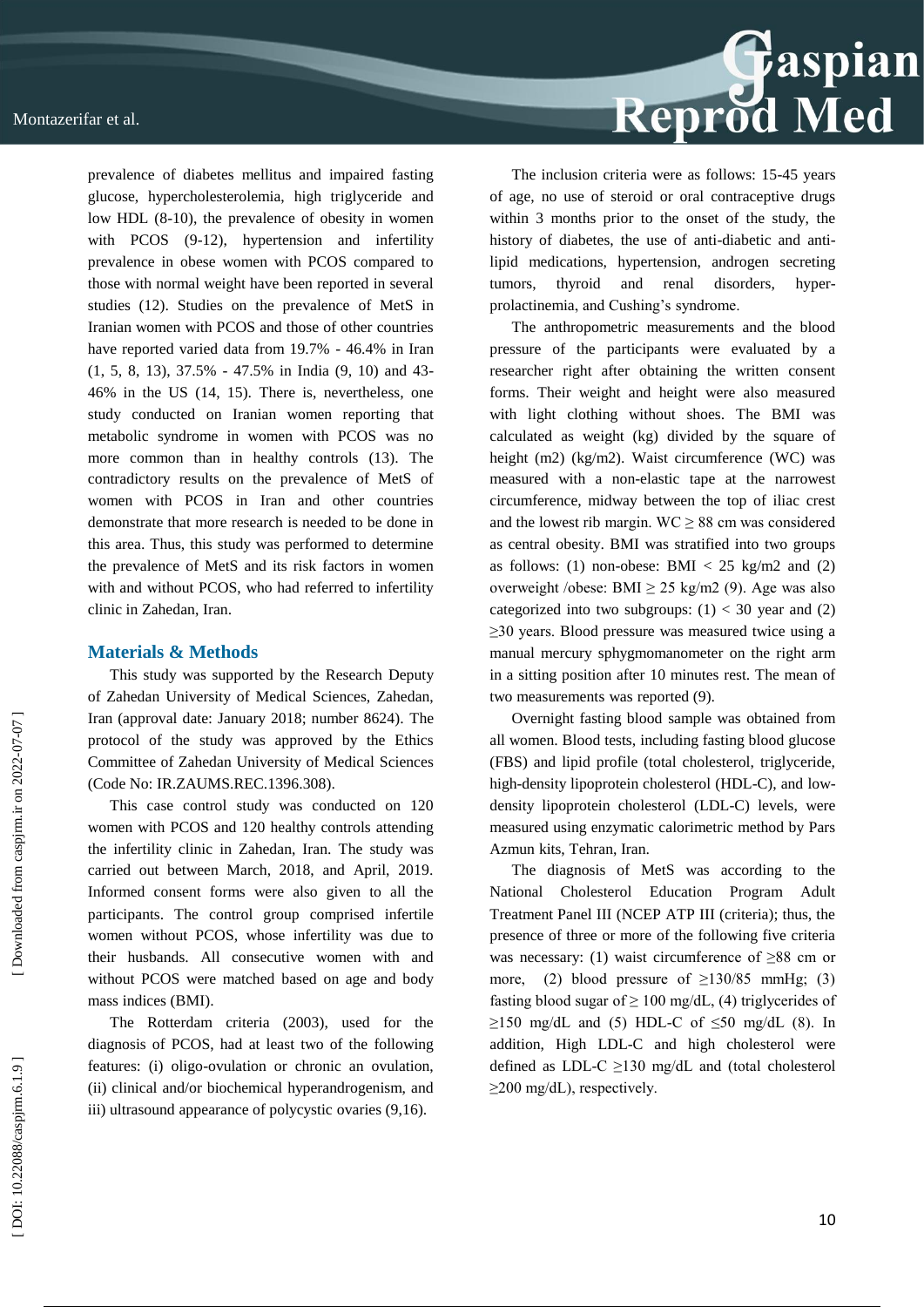prevalence of diabetes mellitus and impaired fasting glucose, hypercholesterolemia, high triglyceride and low HDL (8-10), the prevalence of obesity in women with PCOS (9-12), hypertension and infertility prevalence in obese women with PCOS compared to those with normal weight have been reported in several studies (12). Studies on the prevalence of MetS in Iranian women with PCOS and those of other countries have reported varied data from 19.7% - 46.4% in Iran (1, 5, 8, 13), 37.5% - 47.5% in India (9, 10) and 43-46% in the US (14, 15). There is, nevertheless, one study conducted on Iranian women reporting that metabolic syndrome in women with PCOS was no more common than in healthy controls (13). The contradictory results on the prevalence of MetS of women with PCOS in Iran and other countries demonstrate that more research is needed to be done in this area. Thus, this study was performed to determine the prevalence of MetS and its risk factors in women with and without PCOS, who had referred to infertility clinic in Zahedan, Iran.

## Materials & Methods

This study was supported by the Research Deputy of Zahedan University of Medical Sciences, Zahedan, Iran (approval date: January 2018; number 8624). The protocol of the study was approved by the Ethics Committee of Zahedan University of Medical Sciences (Code No: IR.ZAUMS.REC.1396.308).

This case control study was conducted on 120 women with PCOS and 120 healthy controls attending the infertility clinic in Zahedan, Iran. The study was carried out between March, 2018, and April, 2019. Informed consent forms were also given to all the participants. The control group comprised infertile women without PCOS, whose infertility was due to their husbands. All consecutive women with and without PCOS were matched based on age and body mass indices (BMI).

The Rotterdam criteria (2003), used for the diagnosis of PCOS, had at least two of the following features: (i) oligo-ovulation or chronic an ovulation, (ii) clinical and/or biochemical hyperandrogenism, and iii) ultrasound appearance of polycystic ovaries (9,16).

The inclusion criteria were as follows: 15-45 years of age, no use of steroid or oral contraceptive drugs within 3 months prior to the onset of the study, the history of diabetes, the use of anti-diabetic and anti-lipid medications, hypertension, androgen secreting tumors, thyroid and renal disorders, hyper-prolactinemia, and Cushing's syndrome.

The anthropometric measurements and the blood pressure of the participants were evaluated by a researcher right after obtaining the written consent forms. Their weight and height were also measured with light clothing without shoes. The BMI was calculated as weight (kg) divided by the square of height (m2) (kg/m2). Waist circumference (WC) was measured with a non-elastic tape at the narrowest circumference, midway between the top of iliac crest and the lowest rib margin. WC ≥ 88 cm was considered as central obesity. BMI was stratified into two groups as follows: (1) non-obese: BMI < 25 kg/m2 and (2) overweight /obese: BMI ≥ 25 kg/m2 (9). Age was also categorized into two subgroups: (1) < 30 year and (2) ≥30 years. Blood pressure was measured twice using a manual mercury sphygmomanometer on the right arm in a sitting position after 10 minutes rest. The mean of two measurements was reported (9).

Overnight fasting blood sample was obtained from all women. Blood tests, including fasting blood glucose (FBS) and lipid profile (total cholesterol, triglyceride, high-density lipoprotein cholesterol (HDL-C), and low-density lipoprotein cholesterol (LDL-C) levels, were measured using enzymatic calorimetric method by Pars Azmun kits, Tehran, Iran.

The diagnosis of MetS was according to the National Cholesterol Education Program Adult Treatment Panel III (NCEP ATP III (criteria); thus, the presence of three or more of the following five criteria was necessary: (1) waist circumference of ≥88 cm or more, (2) blood pressure of ≥130/85 mmHg; (3) fasting blood sugar of ≥ 100 mg/dL, (4) triglycerides of ≥150 mg/dL and (5) HDL-C of ≤50 mg/dL (8). In addition, High LDL-C and high cholesterol were defined as LDL-C ≥130 mg/dL and (total cholesterol ≥200 mg/dL), respectively.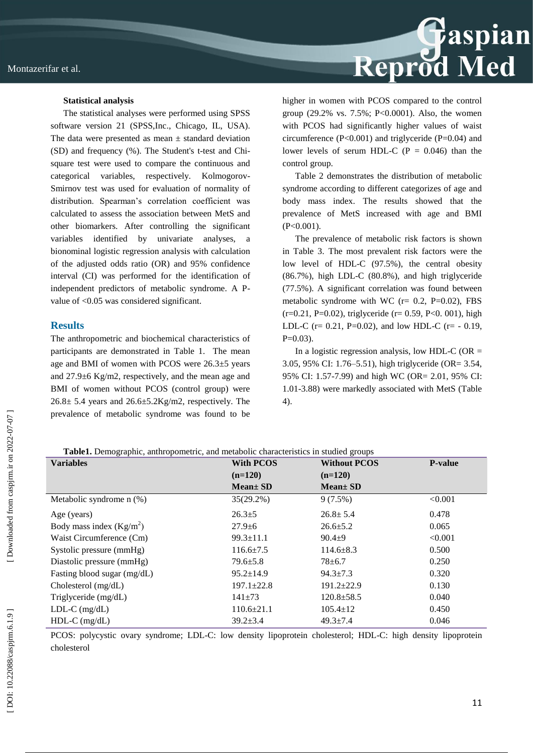**Statistical analysis**

The statistical analyses were performed using SPSS software version 21 (SPSS,Inc., Chicago, IL, USA). The data were presented as mean ± standard deviation (SD) and frequency (%). The Student's t-test and Chi-square test were used to compare the continuous and categorical variables, respectively. Kolmogorov-Smirnov test was used for evaluation of normality of distribution. Spearman's correlation coefficient was calculated to assess the association between MetS and other biomarkers. After controlling the significant variables identified by univariate analyses, a bionominal logistic regression analysis with calculation of the adjusted odds ratio (OR) and 95% confidence interval (CI) was performed for the identification of independent predictors of metabolic syndrome. A P-value of <0.05 was considered significant.

## Results

The anthropometric and biochemical characteristics of participants are demonstrated in Table 1. The mean age and BMI of women with PCOS were 26.3±5 years and 27.9±6 Kg/m2, respectively, and the mean age and BMI of women without PCOS (control group) were 26.8± 5.4 years and 26.6±5.2Kg/m2, respectively. The prevalence of metabolic syndrome was found to be higher in women with PCOS compared to the control group (29.2% vs. 7.5%; P<0.0001). Also, the women with PCOS had significantly higher values of waist circumference (P<0.001) and triglyceride (P=0.04) and lower levels of serum HDL-C (P = 0.046) than the control group.

Table 2 demonstrates the distribution of metabolic syndrome according to different categorizes of age and body mass index. The results showed that the prevalence of MetS increased with age and BMI (P<0.001).

The prevalence of metabolic risk factors is shown in Table 3. The most prevalent risk factors were the low level of HDL-C (97.5%), the central obesity (86.7%), high LDL-C (80.8%), and high triglyceride (77.5%). A significant correlation was found between metabolic syndrome with WC (r= 0.2, P=0.02), FBS (r=0.21, P=0.02), triglyceride (r= 0.59, P<0. 001), high LDL-C (r= 0.21, P=0.02), and low HDL-C (r= - 0.19, P=0.03).

In a logistic regression analysis, low HDL-C (OR = 3.05, 95% CI: 1.76–5.51), high triglyceride (OR= 3.54, 95% CI: 1.57-7.99) and high WC (OR= 2.01, 95% CI: 1.01-3.88) were markedly associated with MetS (Table 4).

**Table1.** Demographic, anthropometric, and metabolic characteristics in studied groups

| Variables | With PCOS (n=120) Mean± SD | Without PCOS (n=120) Mean± SD | P-value |
|---|---|---|---|
| Metabolic syndrome n (%) | 35(29.2%) | 9 (7.5%) | <0.001 |
| Age (years) | 26.3±5 | 26.8± 5.4 | 0.478 |
| Body mass index (Kg/m$^2$) | 27.9±6 | 26.6±5.2 | 0.065 |
| Waist Circumference (Cm) | 99.3±11.1 | 90.4±9 | <0.001 |
| Systolic pressure (mmHg) | 116.6±7.5 | 114.6±8.3 | 0.500 |
| Diastolic pressure (mmHg) | 79.6±5.8 | 78±6.7 | 0.250 |
| Fasting blood sugar (mg/dL) | 95.2±14.9 | 94.3±7.3 | 0.320 |
| Cholesterol (mg/dL) | 197.1±22.8 | 191.2±22.9 | 0.130 |
| Triglyceride (mg/dL) | 141±73 | 120.8±58.5 | 0.040 |
| LDL-C (mg/dL) | 110.6±21.1 | 105.4±12 | 0.450 |
| HDL-C (mg/dL) | 39.2±3.4 | 49.3±7.4 | 0.046 |

PCOS: polycystic ovary syndrome; LDL-C: low density lipoprotein cholesterol; HDL-C: high density lipoprotein cholesterol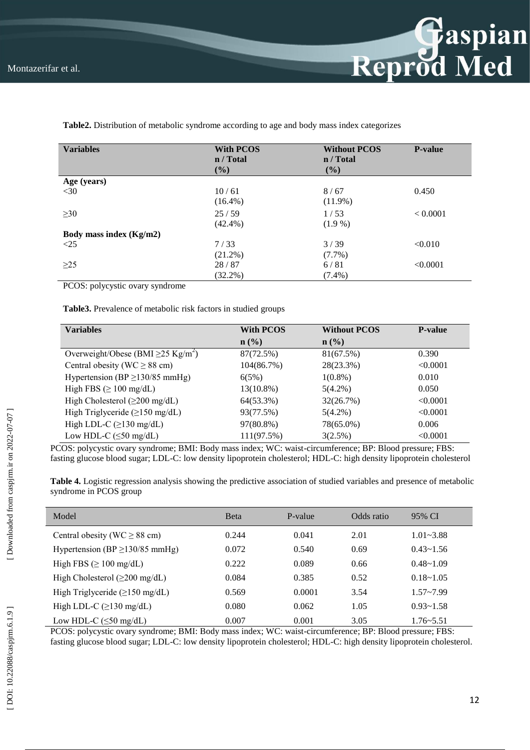**Table2.** Distribution of metabolic syndrome according to age and body mass index categorizes

| Variables | With PCOS n / Total (%) | Without PCOS n / Total (%) | P-value |
|---|---|---|---|
| **Age (years)** | | | |
| <30 | 10 / 61 (16.4%) | 8 / 67 (11.9%) | 0.450 |
| ≥30 | 25 / 59 (42.4%) | 1 / 53 (1.9 %) | < 0.0001 |
| **Body mass index (Kg/m2)** | | | |
| <25 | 7 / 33 (21.2%) | 3 / 39 (7.7%) | <0.010 |
| ≥25 | 28 / 87 (32.2%) | 6 / 81 (7.4%) | <0.0001 |

PCOS: polycystic ovary syndrome

**Table3.** Prevalence of metabolic risk factors in studied groups

| Variables | With PCOS n (%) | Without PCOS n (%) | P-value |
|---|---|---|---|
| Overweight/Obese (BMI ≥25 Kg/$m^2$) | 87(72.5%) | 81(67.5%) | 0.390 |
| Central obesity (WC ≥ 88 cm) | 104(86.7%) | 28(23.3%) | <0.0001 |
| Hypertension (BP ≥130/85 mmHg) | 6(5%) | 1(0.8%) | 0.010 |
| High FBS (≥ 100 mg/dL) | 13(10.8%) | 5(4.2%) | 0.050 |
| High Cholesterol (≥200 mg/dL) | 64(53.3%) | 32(26.7%) | <0.0001 |
| High Triglyceride (≥150 mg/dL) | 93(77.5%) | 5(4.2%) | <0.0001 |
| High LDL-C (≥130 mg/dL) | 97(80.8%) | 78(65.0%) | 0.006 |
| Low HDL-C (≤50 mg/dL) | 111(97.5%) | 3(2.5%) | <0.0001 |

PCOS: polycystic ovary syndrome; BMI: Body mass index; WC: waist-circumference; BP: Blood pressure; FBS: fasting glucose blood sugar; LDL-C: low density lipoprotein cholesterol; HDL-C: high density lipoprotein cholesterol

**Table 4.** Logistic regression analysis showing the predictive association of studied variables and presence of metabolic syndrome in PCOS group

| Model | Beta | P-value | Odds ratio | 95% CI |
|---|---|---|---|---|
| Central obesity (WC ≥ 88 cm) | 0.244 | 0.041 | 2.01 | 1.01~3.88 |
| Hypertension (BP ≥130/85 mmHg) | 0.072 | 0.540 | 0.69 | 0.43~1.56 |
| High FBS (≥ 100 mg/dL) | 0.222 | 0.089 | 0.66 | 0.48~1.09 |
| High Cholesterol (≥200 mg/dL) | 0.084 | 0.385 | 0.52 | 0.18~1.05 |
| High Triglyceride (≥150 mg/dL) | 0.569 | 0.0001 | 3.54 | 1.57~7.99 |
| High LDL-C (≥130 mg/dL) | 0.080 | 0.062 | 1.05 | 0.93~1.58 |
| Low HDL-C (≤50 mg/dL) | 0.007 | 0.001 | 3.05 | 1.76~5.51 |

PCOS: polycystic ovary syndrome; BMI: Body mass index; WC: waist-circumference; BP: Blood pressure; FBS: fasting glucose blood sugar; LDL-C: low density lipoprotein cholesterol; HDL-C: high density lipoprotein cholesterol.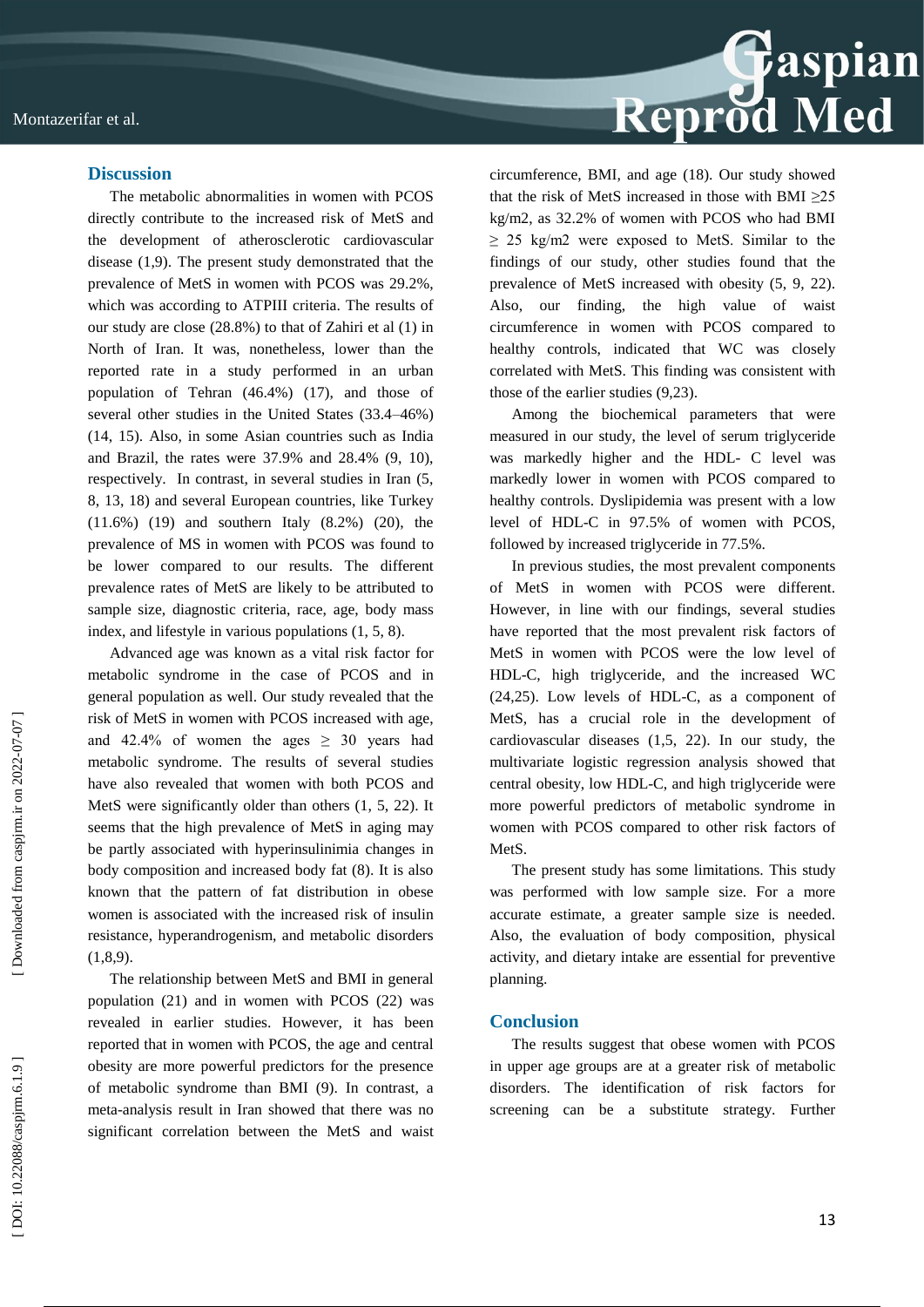## Discussion

The metabolic abnormalities in women with PCOS directly contribute to the increased risk of MetS and the development of atherosclerotic cardiovascular disease (1,9). The present study demonstrated that the prevalence of MetS in women with PCOS was 29.2%, which was according to ATPIII criteria. The results of our study are close (28.8%) to that of Zahiri et al (1) in North of Iran. It was, nonetheless, lower than the reported rate in a study performed in an urban population of Tehran (46.4%) (17), and those of several other studies in the United States (33.4–46%) (14, 15). Also, in some Asian countries such as India and Brazil, the rates were 37.9% and 28.4% (9, 10), respectively. In contrast, in several studies in Iran (5, 8, 13, 18) and several European countries, like Turkey (11.6%) (19) and southern Italy (8.2%) (20), the prevalence of MS in women with PCOS was found to be lower compared to our results. The different prevalence rates of MetS are likely to be attributed to sample size, diagnostic criteria, race, age, body mass index, and lifestyle in various populations (1, 5, 8).

Advanced age was known as a vital risk factor for metabolic syndrome in the case of PCOS and in general population as well. Our study revealed that the risk of MetS in women with PCOS increased with age, and 42.4% of women the ages ≥ 30 years had metabolic syndrome. The results of several studies have also revealed that women with both PCOS and MetS were significantly older than others (1, 5, 22). It seems that the high prevalence of MetS in aging may be partly associated with hyperinsulinimia changes in body composition and increased body fat (8). It is also known that the pattern of fat distribution in obese women is associated with the increased risk of insulin resistance, hyperandrogenism, and metabolic disorders (1,8,9).

The relationship between MetS and BMI in general population (21) and in women with PCOS (22) was revealed in earlier studies. However, it has been reported that in women with PCOS, the age and central obesity are more powerful predictors for the presence of metabolic syndrome than BMI (9). In contrast, a meta-analysis result in Iran showed that there was no significant correlation between the MetS and waist circumference, BMI, and age (18). Our study showed that the risk of MetS increased in those with BMI ≥25 kg/m2, as 32.2% of women with PCOS who had BMI ≥ 25 kg/m2 were exposed to MetS. Similar to the findings of our study, other studies found that the prevalence of MetS increased with obesity (5, 9, 22). Also, our finding, the high value of waist circumference in women with PCOS compared to healthy controls, indicated that WC was closely correlated with MetS. This finding was consistent with those of the earlier studies (9,23).

Among the biochemical parameters that were measured in our study, the level of serum triglyceride was markedly higher and the HDL- C level was markedly lower in women with PCOS compared to healthy controls. Dyslipidemia was present with a low level of HDL-C in 97.5% of women with PCOS, followed by increased triglyceride in 77.5%.

In previous studies, the most prevalent components of MetS in women with PCOS were different. However, in line with our findings, several studies have reported that the most prevalent risk factors of MetS in women with PCOS were the low level of HDL-C, high triglyceride, and the increased WC (24,25). Low levels of HDL-C, as a component of MetS, has a crucial role in the development of cardiovascular diseases (1,5, 22). In our study, the multivariate logistic regression analysis showed that central obesity, low HDL-C, and high triglyceride were more powerful predictors of metabolic syndrome in women with PCOS compared to other risk factors of MetS.

The present study has some limitations. This study was performed with low sample size. For a more accurate estimate, a greater sample size is needed. Also, the evaluation of body composition, physical activity, and dietary intake are essential for preventive planning.

## Conclusion

The results suggest that obese women with PCOS in upper age groups are at a greater risk of metabolic disorders. The identification of risk factors for screening can be a substitute strategy. Further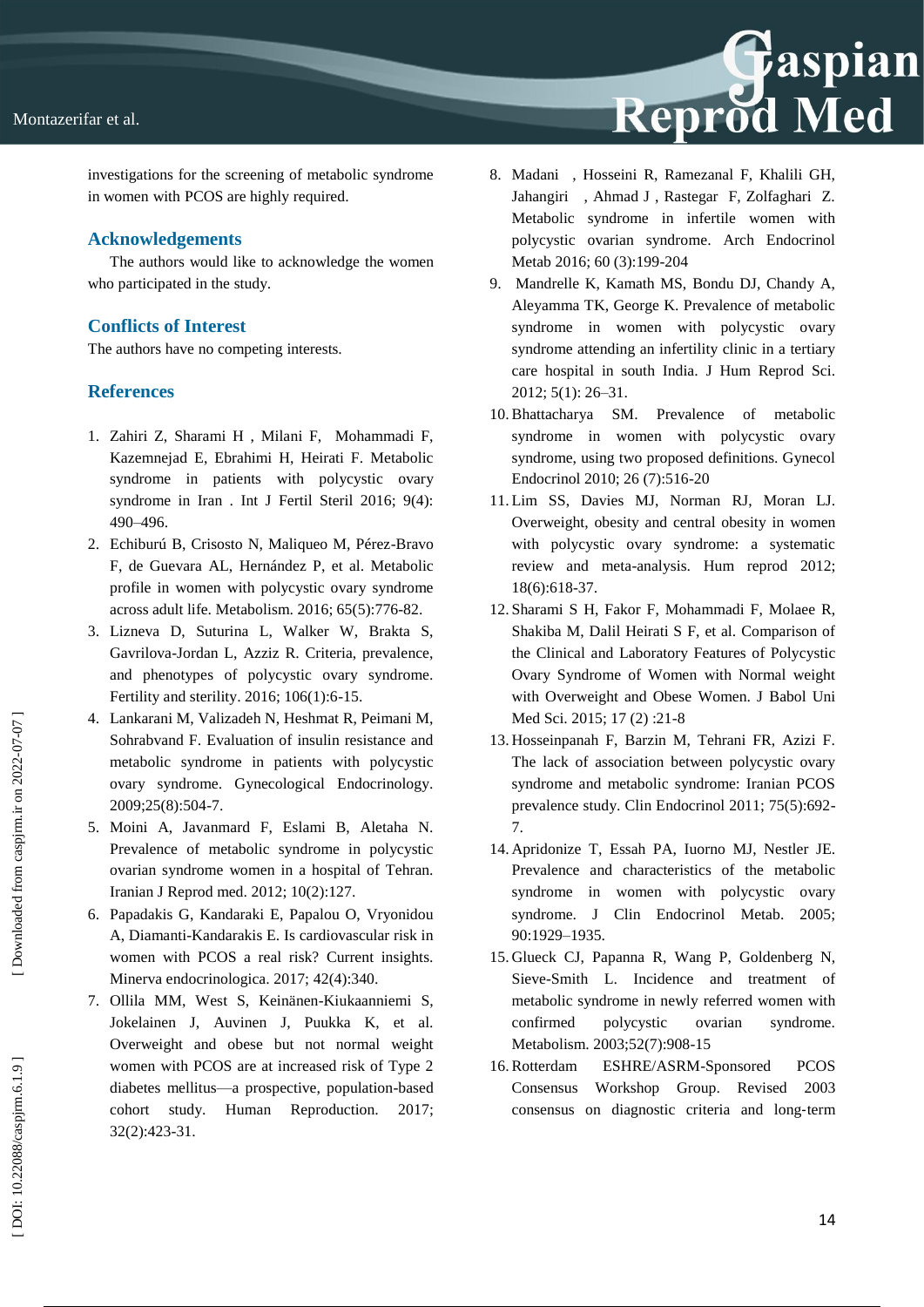investigations for the screening of metabolic syndrome in women with PCOS are highly required.

## Acknowledgements

The authors would like to acknowledge the women who participated in the study.

## Conflicts of Interest

The authors have no competing interests.

## References

1. Zahiri Z, Sharami H , Milani F, Mohammadi F, Kazemnejad E, Ebrahimi H, Heirati F. Metabolic syndrome in patients with polycystic ovary syndrome in Iran . Int J Fertil Steril 2016; 9(4): 490–496.
2. Echiburú B, Crisosto N, Maliqueo M, Pérez-Bravo F, de Guevara AL, Hernández P, et al. Metabolic profile in women with polycystic ovary syndrome across adult life. Metabolism. 2016; 65(5):776-82.
3. Lizneva D, Suturina L, Walker W, Brakta S, Gavrilova-Jordan L, Azziz R. Criteria, prevalence, and phenotypes of polycystic ovary syndrome. Fertility and sterility. 2016; 106(1):6-15.
4. Lankarani M, Valizadeh N, Heshmat R, Peimani M, Sohrabvand F. Evaluation of insulin resistance and metabolic syndrome in patients with polycystic ovary syndrome. Gynecological Endocrinology. 2009;25(8):504-7.
5. Moini A, Javanmard F, Eslami B, Aletaha N. Prevalence of metabolic syndrome in polycystic ovarian syndrome women in a hospital of Tehran. Iranian J Reprod med. 2012; 10(2):127.
6. Papadakis G, Kandaraki E, Papalou O, Vryonidou A, Diamanti-Kandarakis E. Is cardiovascular risk in women with PCOS a real risk? Current insights. Minerva endocrinologica. 2017; 42(4):340.
7. Ollila MM, West S, Keinänen-Kiukaanniemi S, Jokelainen J, Auvinen J, Puukka K, et al. Overweight and obese but not normal weight women with PCOS are at increased risk of Type 2 diabetes mellitus—a prospective, population-based cohort study. Human Reproduction. 2017; 32(2):423-31.
8. Madani , Hosseini R, Ramezanal F, Khalili GH, Jahangiri , Ahmad J , Rastegar F, Zolfaghari Z. Metabolic syndrome in infertile women with polycystic ovarian syndrome. Arch Endocrinol Metab 2016; 60 (3):199-204
9. Mandrelle K, Kamath MS, Bondu DJ, Chandy A, Aleyamma TK, George K. Prevalence of metabolic syndrome in women with polycystic ovary syndrome attending an infertility clinic in a tertiary care hospital in south India. J Hum Reprod Sci. 2012; 5(1): 26–31.
10. Bhattacharya SM. Prevalence of metabolic syndrome in women with polycystic ovary syndrome, using two proposed definitions. Gynecol Endocrinol 2010; 26 (7):516-20
11. Lim SS, Davies MJ, Norman RJ, Moran LJ. Overweight, obesity and central obesity in women with polycystic ovary syndrome: a systematic review and meta-analysis. Hum reprod 2012; 18(6):618-37.
12. Sharami S H, Fakor F, Mohammadi F, Molaee R, Shakiba M, Dalil Heirati S F, et al. Comparison of the Clinical and Laboratory Features of Polycystic Ovary Syndrome of Women with Normal weight with Overweight and Obese Women. J Babol Uni Med Sci. 2015; 17 (2) :21-8
13. Hosseinpanah F, Barzin M, Tehrani FR, Azizi F. The lack of association between polycystic ovary syndrome and metabolic syndrome: Iranian PCOS prevalence study. Clin Endocrinol 2011; 75(5):692-7.
14. Apridonize T, Essah PA, Iuorno MJ, Nestler JE. Prevalence and characteristics of the metabolic syndrome in women with polycystic ovary syndrome. J Clin Endocrinol Metab. 2005; 90:1929–1935.
15. Glueck CJ, Papanna R, Wang P, Goldenberg N, Sieve-Smith L. Incidence and treatment of metabolic syndrome in newly referred women with confirmed polycystic ovarian syndrome. Metabolism. 2003;52(7):908-15
16. Rotterdam ESHRE/ASRM-Sponsored PCOS Consensus Workshop Group. Revised 2003 consensus on diagnostic criteria and long-term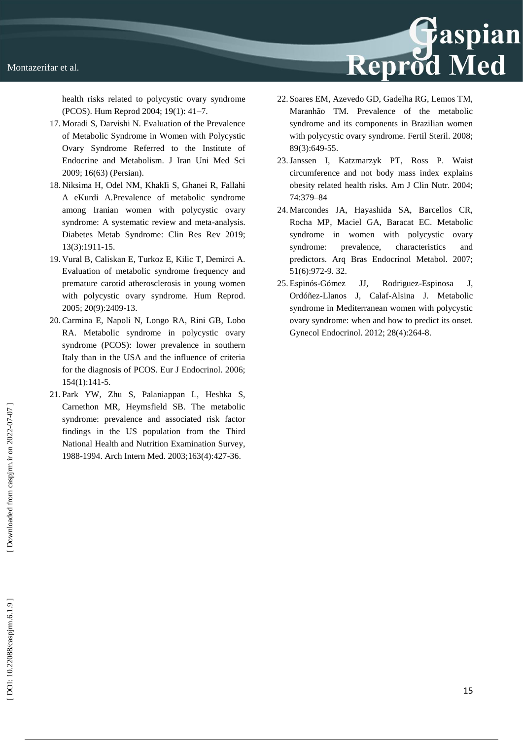health risks related to polycystic ovary syndrome (PCOS). Hum Reprod 2004; 19(1): 41–7.

17. Moradi S, Darvishi N. Evaluation of the Prevalence of Metabolic Syndrome in Women with Polycystic Ovary Syndrome Referred to the Institute of Endocrine and Metabolism. J Iran Uni Med Sci 2009; 16(63) (Persian).
18. Niksima H, Odel NM, KhakIi S, Ghanei R, Fallahi A eKurdi A.Prevalence of metabolic syndrome among Iranian women with polycystic ovary syndrome: A systematic review and meta-analysis. Diabetes Metab Syndrome: Clin Res Rev 2019; 13(3):1911-15.
19. Vural B, Caliskan E, Turkoz E, Kilic T, Demirci A. Evaluation of metabolic syndrome frequency and premature carotid atherosclerosis in young women with polycystic ovary syndrome. Hum Reprod. 2005; 20(9):2409-13.
20. Carmina E, Napoli N, Longo RA, Rini GB, Lobo RA. Metabolic syndrome in polycystic ovary syndrome (PCOS): lower prevalence in southern Italy than in the USA and the influence of criteria for the diagnosis of PCOS. Eur J Endocrinol. 2006; 154(1):141-5.
21. Park YW, Zhu S, Palaniappan L, Heshka S, Carnethon MR, Heymsfield SB. The metabolic syndrome: prevalence and associated risk factor findings in the US population from the Third National Health and Nutrition Examination Survey, 1988-1994. Arch Intern Med. 2003;163(4):427-36.
22. Soares EM, Azevedo GD, Gadelha RG, Lemos TM, Maranhão TM. Prevalence of the metabolic syndrome and its components in Brazilian women with polycystic ovary syndrome. Fertil Steril. 2008; 89(3):649-55.
23. Janssen I, Katzmarzyk PT, Ross P. Waist circumference and not body mass index explains obesity related health risks. Am J Clin Nutr. 2004; 74:379–84
24. Marcondes JA, Hayashida SA, Barcellos CR, Rocha MP, Maciel GA, Baracat EC. Metabolic syndrome in women with polycystic ovary syndrome: prevalence, characteristics and predictors. Arq Bras Endocrinol Metabol. 2007; 51(6):972-9. 32.
25. Espinós-Gómez JJ, Rodriguez-Espinosa J, Ordóñez-Llanos J, Calaf-Alsina J. Metabolic syndrome in Mediterranean women with polycystic ovary syndrome: when and how to predict its onset. Gynecol Endocrinol. 2012; 28(4):264-8.